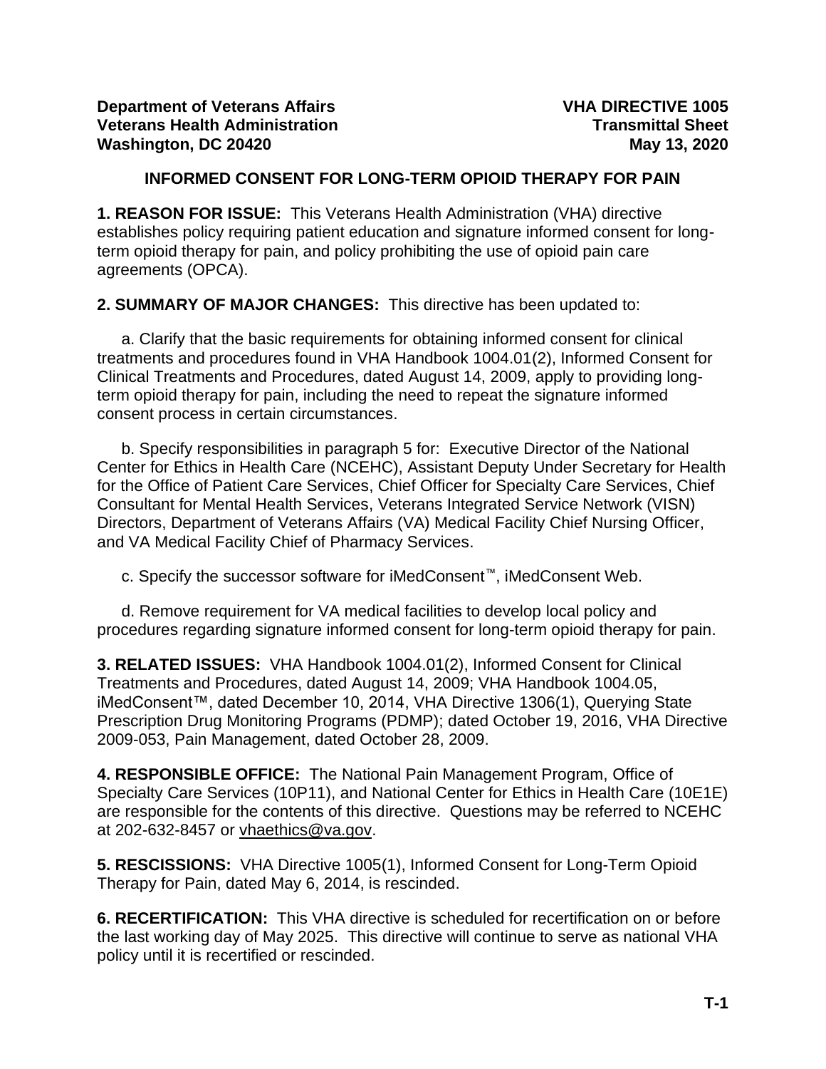**Department of Veterans Affairs**
**Veterans Health Administration**
**Washington, DC 20420**

**VHA DIRECTIVE 1005**
**Transmittal Sheet**
**May 13, 2020**

## INFORMED CONSENT FOR LONG-TERM OPIOID THERAPY FOR PAIN

**1. REASON FOR ISSUE:** This Veterans Health Administration (VHA) directive establishes policy requiring patient education and signature informed consent for long-term opioid therapy for pain, and policy prohibiting the use of opioid pain care agreements (OPCA).

**2. SUMMARY OF MAJOR CHANGES:** This directive has been updated to:

a. Clarify that the basic requirements for obtaining informed consent for clinical treatments and procedures found in VHA Handbook 1004.01(2), Informed Consent for Clinical Treatments and Procedures, dated August 14, 2009, apply to providing long-term opioid therapy for pain, including the need to repeat the signature informed consent process in certain circumstances.

b. Specify responsibilities in paragraph 5 for: Executive Director of the National Center for Ethics in Health Care (NCEHC), Assistant Deputy Under Secretary for Health for the Office of Patient Care Services, Chief Officer for Specialty Care Services, Chief Consultant for Mental Health Services, Veterans Integrated Service Network (VISN) Directors, Department of Veterans Affairs (VA) Medical Facility Chief Nursing Officer, and VA Medical Facility Chief of Pharmacy Services.

c. Specify the successor software for iMedConsent™, iMedConsent Web.

d. Remove requirement for VA medical facilities to develop local policy and procedures regarding signature informed consent for long-term opioid therapy for pain.

**3. RELATED ISSUES:** VHA Handbook 1004.01(2), Informed Consent for Clinical Treatments and Procedures, dated August 14, 2009; VHA Handbook 1004.05, iMedConsent™, dated December 10, 2014, VHA Directive 1306(1), Querying State Prescription Drug Monitoring Programs (PDMP); dated October 19, 2016, VHA Directive 2009-053, Pain Management, dated October 28, 2009.

**4. RESPONSIBLE OFFICE:** The National Pain Management Program, Office of Specialty Care Services (10P11), and National Center for Ethics in Health Care (10E1E) are responsible for the contents of this directive. Questions may be referred to NCEHC at 202-632-8457 or vhaethics@va.gov.

**5. RESCISSIONS:** VHA Directive 1005(1), Informed Consent for Long-Term Opioid Therapy for Pain, dated May 6, 2014, is rescinded.

**6. RECERTIFICATION:** This VHA directive is scheduled for recertification on or before the last working day of May 2025. This directive will continue to serve as national VHA policy until it is recertified or rescinded.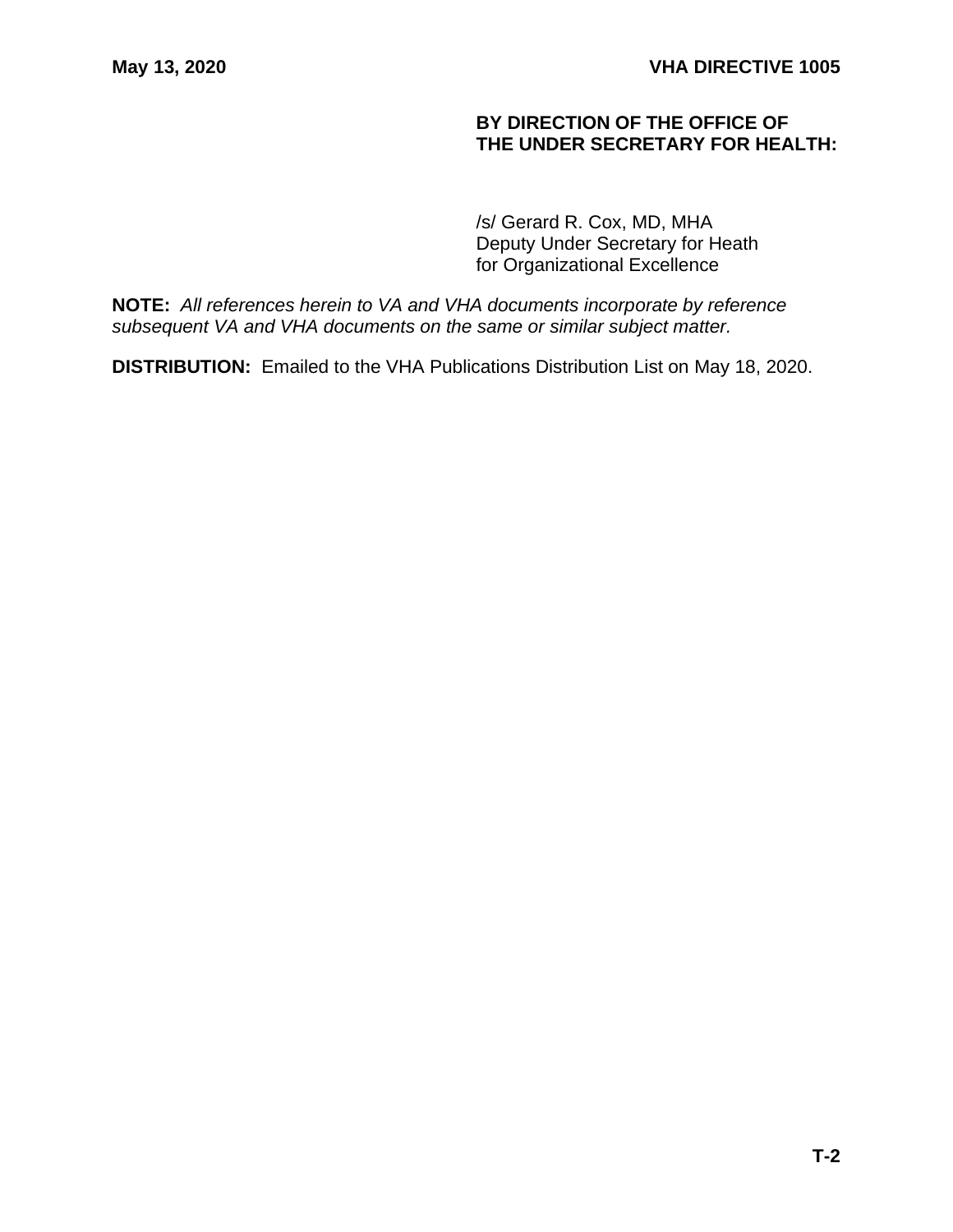**BY DIRECTION OF THE OFFICE OF THE UNDER SECRETARY FOR HEALTH:**

/s/ Gerard R. Cox, MD, MHA
Deputy Under Secretary for Heath
for Organizational Excellence

**NOTE:** *All references herein to VA and VHA documents incorporate by reference subsequent VA and VHA documents on the same or similar subject matter.*

**DISTRIBUTION:** Emailed to the VHA Publications Distribution List on May 18, 2020.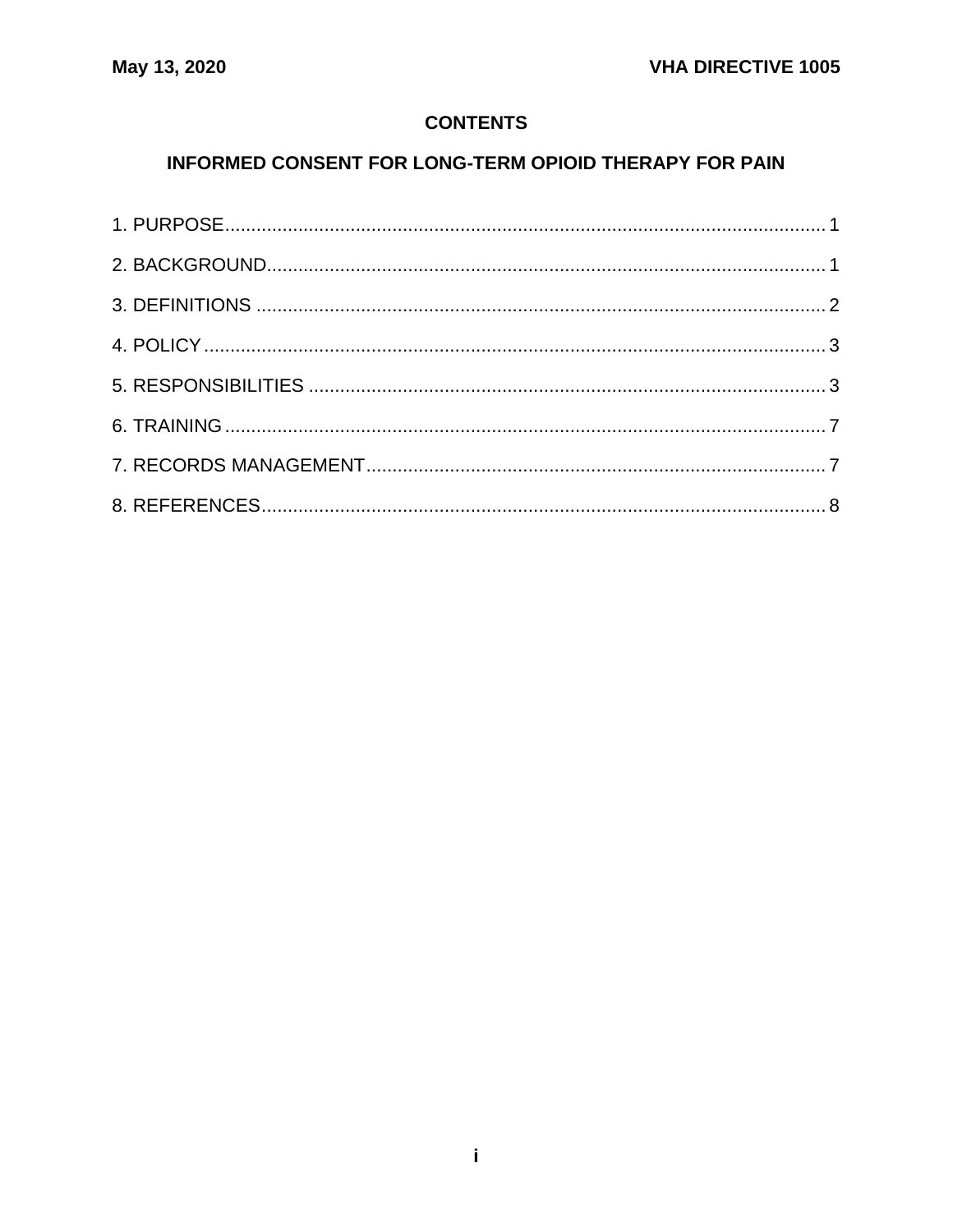## CONTENTS

## INFORMED CONSENT FOR LONG-TERM OPIOID THERAPY FOR PAIN

1. PURPOSE .................................................................................................................. 1
2. BACKGROUND......................................................................................................... 1
3. DEFINITIONS ........................................................................................................... 2
4. POLICY ..................................................................................................................... 3
5. RESPONSIBILITIES .................................................................................................. 3
6. TRAINING ................................................................................................................. 7
7. RECORDS MANAGEMENT....................................................................................... 7
8. REFERENCES........................................................................................................... 8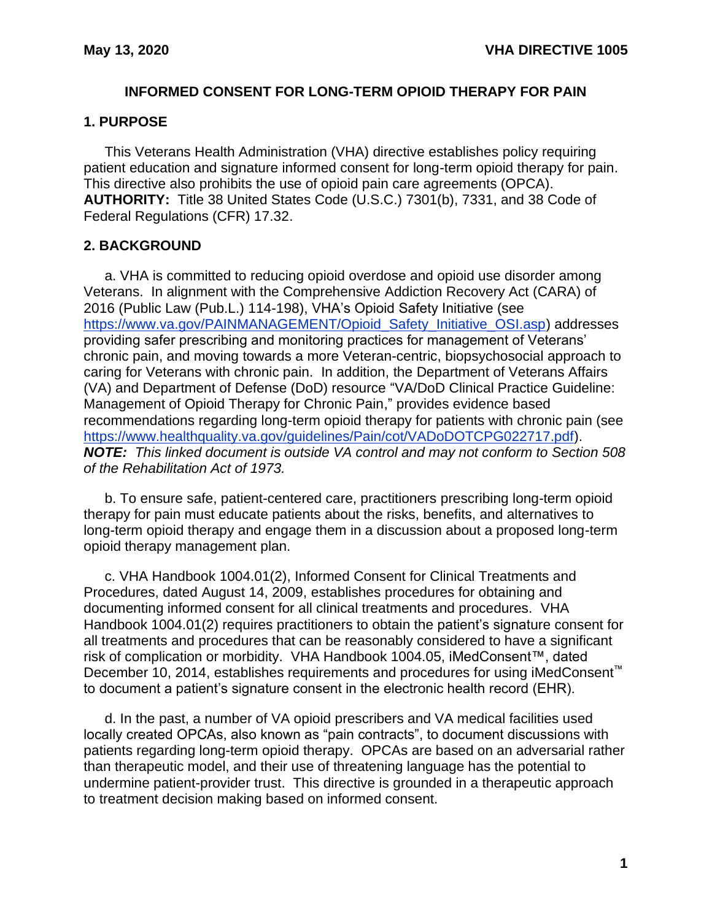## INFORMED CONSENT FOR LONG-TERM OPIOID THERAPY FOR PAIN

### 1. PURPOSE

This Veterans Health Administration (VHA) directive establishes policy requiring patient education and signature informed consent for long-term opioid therapy for pain. This directive also prohibits the use of opioid pain care agreements (OPCA). **AUTHORITY:** Title 38 United States Code (U.S.C.) 7301(b), 7331, and 38 Code of Federal Regulations (CFR) 17.32.

### 2. BACKGROUND

a. VHA is committed to reducing opioid overdose and opioid use disorder among Veterans. In alignment with the Comprehensive Addiction Recovery Act (CARA) of 2016 (Public Law (Pub.L.) 114-198), VHA's Opioid Safety Initiative (see https://www.va.gov/PAINMANAGEMENT/Opioid_Safety_Initiative_OSI.asp) addresses providing safer prescribing and monitoring practices for management of Veterans' chronic pain, and moving towards a more Veteran-centric, biopsychosocial approach to caring for Veterans with chronic pain. In addition, the Department of Veterans Affairs (VA) and Department of Defense (DoD) resource "VA/DoD Clinical Practice Guideline: Management of Opioid Therapy for Chronic Pain," provides evidence based recommendations regarding long-term opioid therapy for patients with chronic pain (see https://www.healthquality.va.gov/guidelines/Pain/cot/VADoDOTCPG022717.pdf). ***NOTE:*** *This linked document is outside VA control and may not conform to Section 508 of the Rehabilitation Act of 1973.*

b. To ensure safe, patient-centered care, practitioners prescribing long-term opioid therapy for pain must educate patients about the risks, benefits, and alternatives to long-term opioid therapy and engage them in a discussion about a proposed long-term opioid therapy management plan.

c. VHA Handbook 1004.01(2), Informed Consent for Clinical Treatments and Procedures, dated August 14, 2009, establishes procedures for obtaining and documenting informed consent for all clinical treatments and procedures. VHA Handbook 1004.01(2) requires practitioners to obtain the patient's signature consent for all treatments and procedures that can be reasonably considered to have a significant risk of complication or morbidity. VHA Handbook 1004.05, iMedConsent™, dated December 10, 2014, establishes requirements and procedures for using iMedConsent™ to document a patient's signature consent in the electronic health record (EHR).

d. In the past, a number of VA opioid prescribers and VA medical facilities used locally created OPCAs, also known as "pain contracts", to document discussions with patients regarding long-term opioid therapy. OPCAs are based on an adversarial rather than therapeutic model, and their use of threatening language has the potential to undermine patient-provider trust. This directive is grounded in a therapeutic approach to treatment decision making based on informed consent.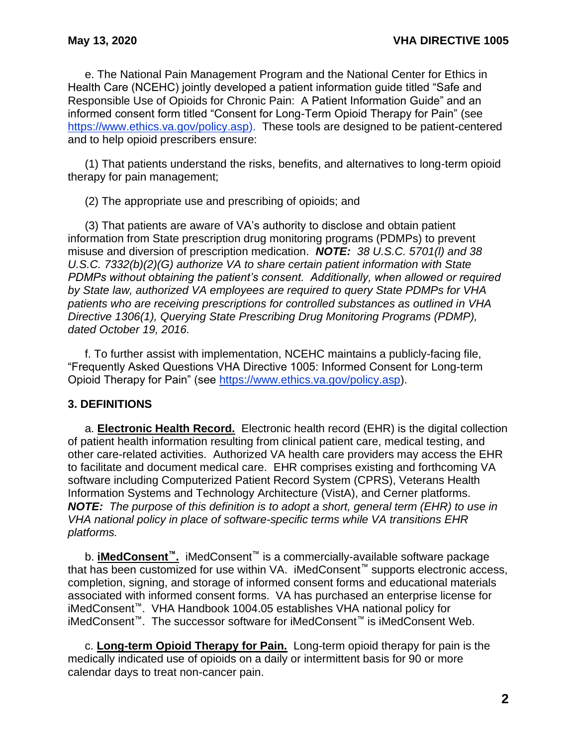e. The National Pain Management Program and the National Center for Ethics in Health Care (NCEHC) jointly developed a patient information guide titled "Safe and Responsible Use of Opioids for Chronic Pain: A Patient Information Guide" and an informed consent form titled "Consent for Long-Term Opioid Therapy for Pain" (see https://www.ethics.va.gov/policy.asp). These tools are designed to be patient-centered and to help opioid prescribers ensure:

(1) That patients understand the risks, benefits, and alternatives to long-term opioid therapy for pain management;

(2) The appropriate use and prescribing of opioids; and

(3) That patients are aware of VA's authority to disclose and obtain patient information from State prescription drug monitoring programs (PDMPs) to prevent misuse and diversion of prescription medication. ***NOTE:*** *38 U.S.C. 5701(l) and 38 U.S.C. 7332(b)(2)(G) authorize VA to share certain patient information with State PDMPs without obtaining the patient's consent. Additionally, when allowed or required by State law, authorized VA employees are required to query State PDMPs for VHA patients who are receiving prescriptions for controlled substances as outlined in VHA Directive 1306(1), Querying State Prescribing Drug Monitoring Programs (PDMP), dated October 19, 2016.*

f. To further assist with implementation, NCEHC maintains a publicly-facing file, "Frequently Asked Questions VHA Directive 1005: Informed Consent for Long-term Opioid Therapy for Pain" (see https://www.ethics.va.gov/policy.asp).

## 3. DEFINITIONS

a. **Electronic Health Record.** Electronic health record (EHR) is the digital collection of patient health information resulting from clinical patient care, medical testing, and other care-related activities. Authorized VA health care providers may access the EHR to facilitate and document medical care. EHR comprises existing and forthcoming VA software including Computerized Patient Record System (CPRS), Veterans Health Information Systems and Technology Architecture (VistA), and Cerner platforms. ***NOTE:*** *The purpose of this definition is to adopt a short, general term (EHR) to use in VHA national policy in place of software-specific terms while VA transitions EHR platforms.*

b. **iMedConsent™.** iMedConsent™ is a commercially-available software package that has been customized for use within VA. iMedConsent™ supports electronic access, completion, signing, and storage of informed consent forms and educational materials associated with informed consent forms. VA has purchased an enterprise license for iMedConsent™. VHA Handbook 1004.05 establishes VHA national policy for iMedConsent™. The successor software for iMedConsent™ is iMedConsent Web.

c. **Long-term Opioid Therapy for Pain.** Long-term opioid therapy for pain is the medically indicated use of opioids on a daily or intermittent basis for 90 or more calendar days to treat non-cancer pain.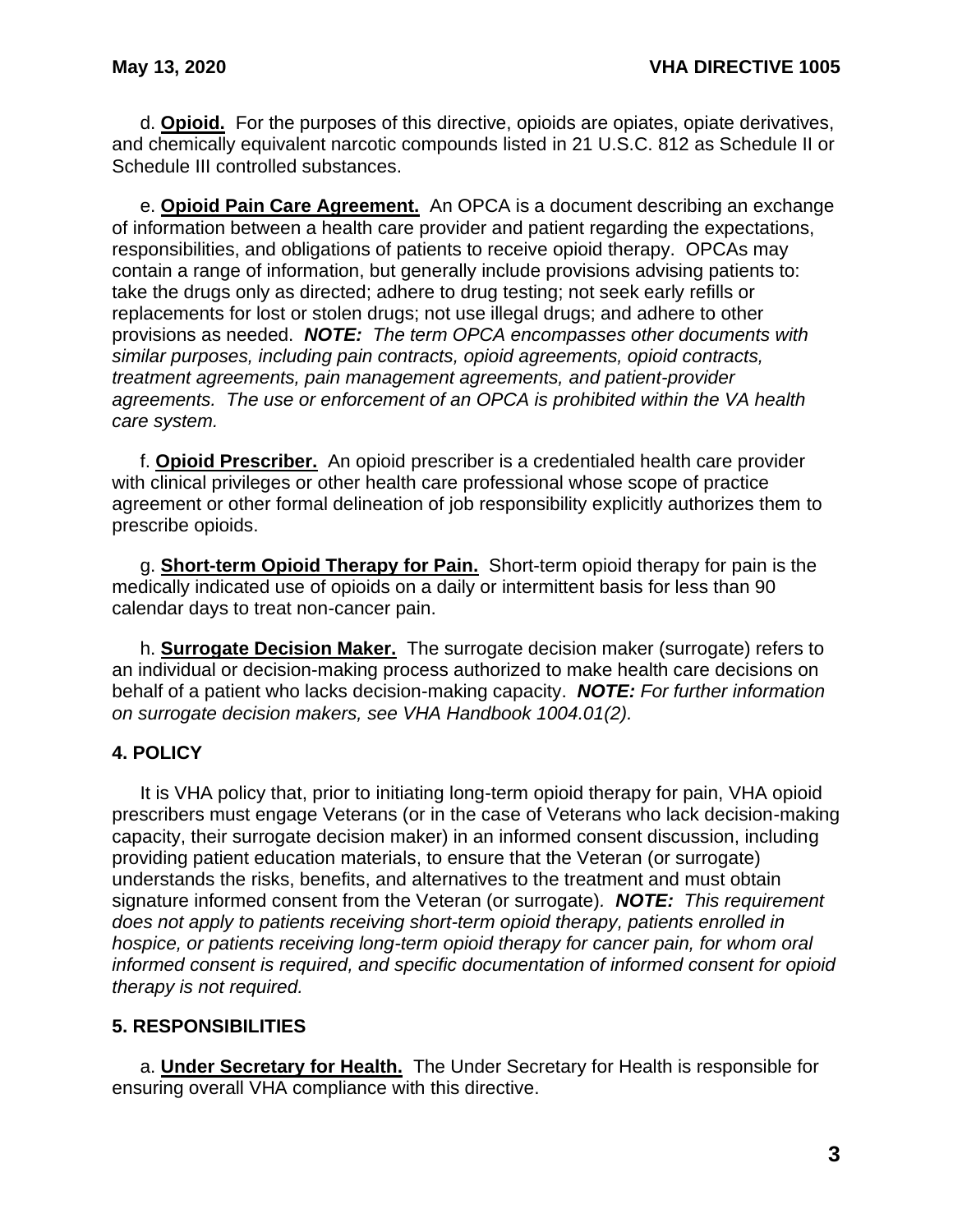d. **Opioid.** For the purposes of this directive, opioids are opiates, opiate derivatives, and chemically equivalent narcotic compounds listed in 21 U.S.C. 812 as Schedule II or Schedule III controlled substances.

e. **Opioid Pain Care Agreement.** An OPCA is a document describing an exchange of information between a health care provider and patient regarding the expectations, responsibilities, and obligations of patients to receive opioid therapy. OPCAs may contain a range of information, but generally include provisions advising patients to: take the drugs only as directed; adhere to drug testing; not seek early refills or replacements for lost or stolen drugs; not use illegal drugs; and adhere to other provisions as needed. ***NOTE:*** *The term OPCA encompasses other documents with similar purposes, including pain contracts, opioid agreements, opioid contracts, treatment agreements, pain management agreements, and patient-provider agreements. The use or enforcement of an OPCA is prohibited within the VA health care system.*

f. **Opioid Prescriber.** An opioid prescriber is a credentialed health care provider with clinical privileges or other health care professional whose scope of practice agreement or other formal delineation of job responsibility explicitly authorizes them to prescribe opioids.

g. **Short-term Opioid Therapy for Pain.** Short-term opioid therapy for pain is the medically indicated use of opioids on a daily or intermittent basis for less than 90 calendar days to treat non-cancer pain.

h. **Surrogate Decision Maker.** The surrogate decision maker (surrogate) refers to an individual or decision-making process authorized to make health care decisions on behalf of a patient who lacks decision-making capacity. ***NOTE:*** *For further information on surrogate decision makers, see VHA Handbook 1004.01(2).*

## 4. POLICY

It is VHA policy that, prior to initiating long-term opioid therapy for pain, VHA opioid prescribers must engage Veterans (or in the case of Veterans who lack decision-making capacity, their surrogate decision maker) in an informed consent discussion, including providing patient education materials, to ensure that the Veteran (or surrogate) understands the risks, benefits, and alternatives to the treatment and must obtain signature informed consent from the Veteran (or surrogate). ***NOTE:*** *This requirement does not apply to patients receiving short-term opioid therapy, patients enrolled in hospice, or patients receiving long-term opioid therapy for cancer pain, for whom oral informed consent is required, and specific documentation of informed consent for opioid therapy is not required.*

## 5. RESPONSIBILITIES

a. **Under Secretary for Health.** The Under Secretary for Health is responsible for ensuring overall VHA compliance with this directive.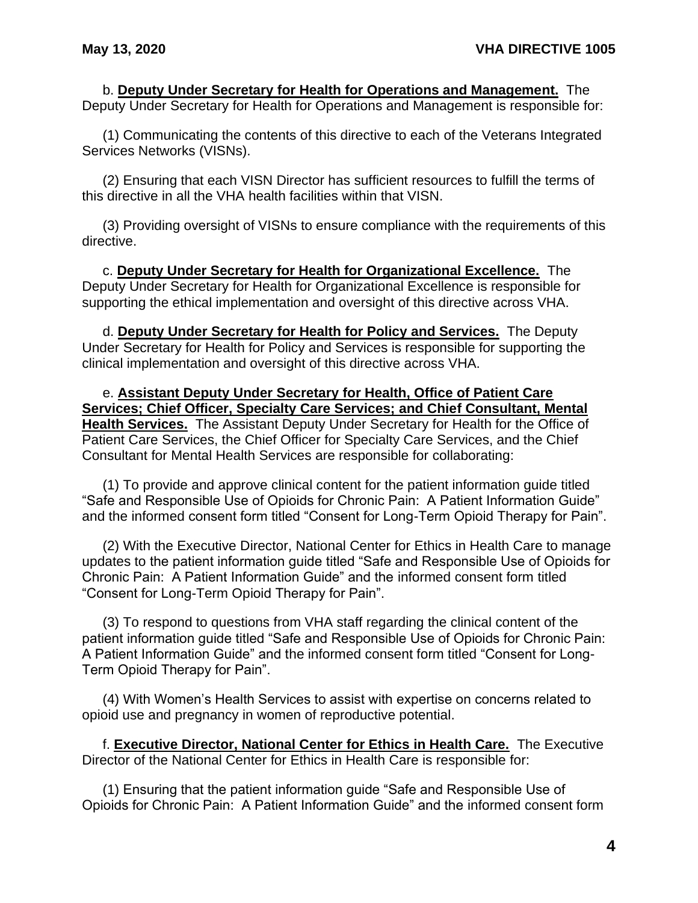b. **Deputy Under Secretary for Health for Operations and Management.** The Deputy Under Secretary for Health for Operations and Management is responsible for:

(1) Communicating the contents of this directive to each of the Veterans Integrated Services Networks (VISNs).

(2) Ensuring that each VISN Director has sufficient resources to fulfill the terms of this directive in all the VHA health facilities within that VISN.

(3) Providing oversight of VISNs to ensure compliance with the requirements of this directive.

c. **Deputy Under Secretary for Health for Organizational Excellence.** The Deputy Under Secretary for Health for Organizational Excellence is responsible for supporting the ethical implementation and oversight of this directive across VHA.

d. **Deputy Under Secretary for Health for Policy and Services.** The Deputy Under Secretary for Health for Policy and Services is responsible for supporting the clinical implementation and oversight of this directive across VHA.

e. **Assistant Deputy Under Secretary for Health, Office of Patient Care Services; Chief Officer, Specialty Care Services; and Chief Consultant, Mental Health Services.** The Assistant Deputy Under Secretary for Health for the Office of Patient Care Services, the Chief Officer for Specialty Care Services, and the Chief Consultant for Mental Health Services are responsible for collaborating:

(1) To provide and approve clinical content for the patient information guide titled "Safe and Responsible Use of Opioids for Chronic Pain: A Patient Information Guide" and the informed consent form titled "Consent for Long-Term Opioid Therapy for Pain".

(2) With the Executive Director, National Center for Ethics in Health Care to manage updates to the patient information guide titled "Safe and Responsible Use of Opioids for Chronic Pain: A Patient Information Guide" and the informed consent form titled "Consent for Long-Term Opioid Therapy for Pain".

(3) To respond to questions from VHA staff regarding the clinical content of the patient information guide titled "Safe and Responsible Use of Opioids for Chronic Pain: A Patient Information Guide" and the informed consent form titled "Consent for Long-Term Opioid Therapy for Pain".

(4) With Women's Health Services to assist with expertise on concerns related to opioid use and pregnancy in women of reproductive potential.

f. **Executive Director, National Center for Ethics in Health Care.** The Executive Director of the National Center for Ethics in Health Care is responsible for:

(1) Ensuring that the patient information guide "Safe and Responsible Use of Opioids for Chronic Pain: A Patient Information Guide" and the informed consent form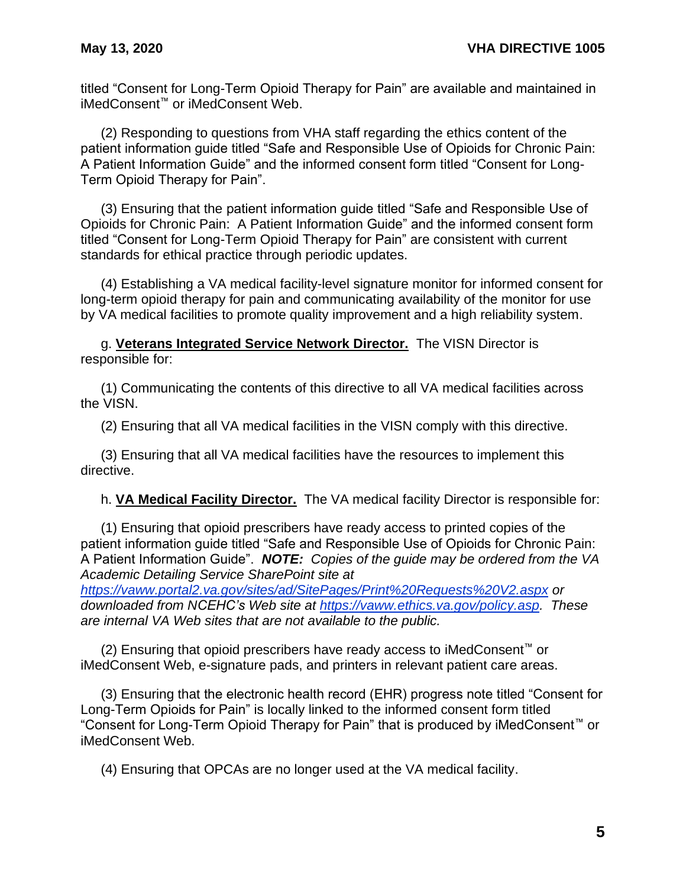titled “Consent for Long-Term Opioid Therapy for Pain” are available and maintained in iMedConsent™ or iMedConsent Web.

(2) Responding to questions from VHA staff regarding the ethics content of the patient information guide titled “Safe and Responsible Use of Opioids for Chronic Pain: A Patient Information Guide” and the informed consent form titled “Consent for Long-Term Opioid Therapy for Pain”.

(3) Ensuring that the patient information guide titled “Safe and Responsible Use of Opioids for Chronic Pain: A Patient Information Guide” and the informed consent form titled “Consent for Long-Term Opioid Therapy for Pain” are consistent with current standards for ethical practice through periodic updates.

(4) Establishing a VA medical facility-level signature monitor for informed consent for long-term opioid therapy for pain and communicating availability of the monitor for use by VA medical facilities to promote quality improvement and a high reliability system.

g. **Veterans Integrated Service Network Director.** The VISN Director is responsible for:

(1) Communicating the contents of this directive to all VA medical facilities across the VISN.

(2) Ensuring that all VA medical facilities in the VISN comply with this directive.

(3) Ensuring that all VA medical facilities have the resources to implement this directive.

h. **VA Medical Facility Director.** The VA medical facility Director is responsible for:

(1) Ensuring that opioid prescribers have ready access to printed copies of the patient information guide titled “Safe and Responsible Use of Opioids for Chronic Pain: A Patient Information Guide”. ***NOTE:*** *Copies of the guide may be ordered from the VA Academic Detailing Service SharePoint site at https://vaww.portal2.va.gov/sites/ad/SitePages/Print%20Requests%20V2.aspx or downloaded from NCEHC's Web site at https://vaww.ethics.va.gov/policy.asp. These are internal VA Web sites that are not available to the public.*

(2) Ensuring that opioid prescribers have ready access to iMedConsent™ or iMedConsent Web, e-signature pads, and printers in relevant patient care areas.

(3) Ensuring that the electronic health record (EHR) progress note titled “Consent for Long-Term Opioids for Pain” is locally linked to the informed consent form titled “Consent for Long-Term Opioid Therapy for Pain” that is produced by iMedConsent™ or iMedConsent Web.

(4) Ensuring that OPCAs are no longer used at the VA medical facility.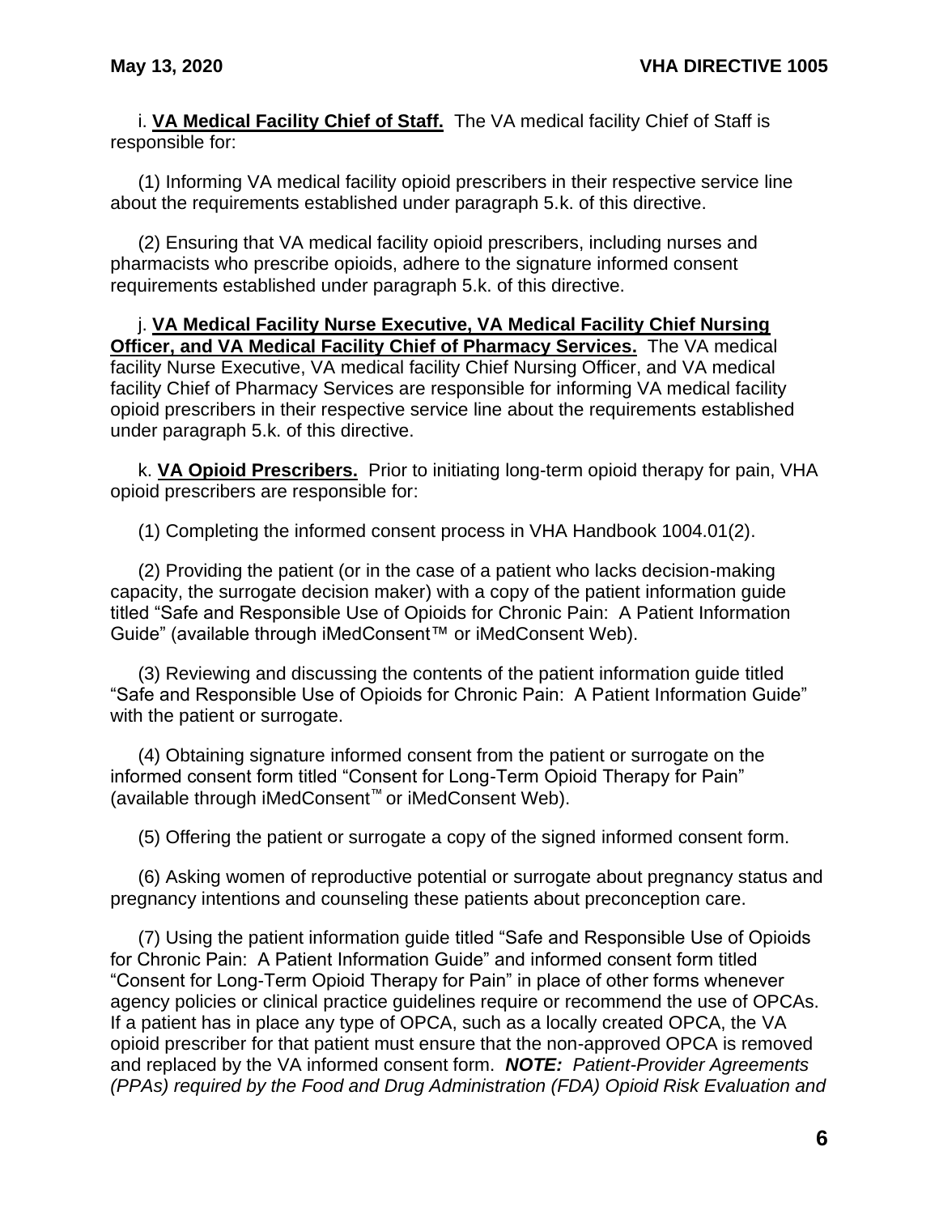i. **VA Medical Facility Chief of Staff.** The VA medical facility Chief of Staff is responsible for:

(1) Informing VA medical facility opioid prescribers in their respective service line about the requirements established under paragraph 5.k. of this directive.

(2) Ensuring that VA medical facility opioid prescribers, including nurses and pharmacists who prescribe opioids, adhere to the signature informed consent requirements established under paragraph 5.k. of this directive.

j. **VA Medical Facility Nurse Executive, VA Medical Facility Chief Nursing Officer, and VA Medical Facility Chief of Pharmacy Services.** The VA medical facility Nurse Executive, VA medical facility Chief Nursing Officer, and VA medical facility Chief of Pharmacy Services are responsible for informing VA medical facility opioid prescribers in their respective service line about the requirements established under paragraph 5.k. of this directive.

k. **VA Opioid Prescribers.** Prior to initiating long-term opioid therapy for pain, VHA opioid prescribers are responsible for:

(1) Completing the informed consent process in VHA Handbook 1004.01(2).

(2) Providing the patient (or in the case of a patient who lacks decision-making capacity, the surrogate decision maker) with a copy of the patient information guide titled "Safe and Responsible Use of Opioids for Chronic Pain: A Patient Information Guide" (available through iMedConsent™ or iMedConsent Web).

(3) Reviewing and discussing the contents of the patient information guide titled "Safe and Responsible Use of Opioids for Chronic Pain: A Patient Information Guide" with the patient or surrogate.

(4) Obtaining signature informed consent from the patient or surrogate on the informed consent form titled "Consent for Long-Term Opioid Therapy for Pain" (available through iMedConsent™ or iMedConsent Web).

(5) Offering the patient or surrogate a copy of the signed informed consent form.

(6) Asking women of reproductive potential or surrogate about pregnancy status and pregnancy intentions and counseling these patients about preconception care.

(7) Using the patient information guide titled "Safe and Responsible Use of Opioids for Chronic Pain: A Patient Information Guide" and informed consent form titled "Consent for Long-Term Opioid Therapy for Pain" in place of other forms whenever agency policies or clinical practice guidelines require or recommend the use of OPCAs. If a patient has in place any type of OPCA, such as a locally created OPCA, the VA opioid prescriber for that patient must ensure that the non-approved OPCA is removed and replaced by the VA informed consent form. ***NOTE:*** *Patient-Provider Agreements (PPAs) required by the Food and Drug Administration (FDA) Opioid Risk Evaluation and*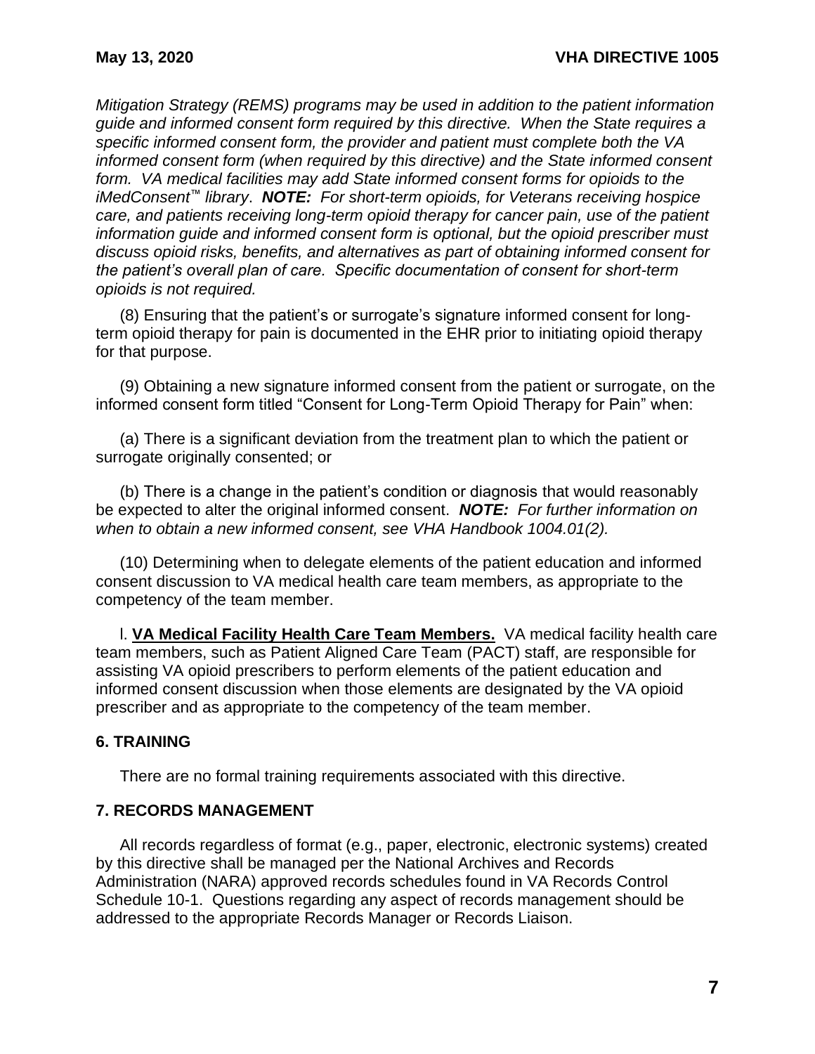*Mitigation Strategy (REMS) programs may be used in addition to the patient information guide and informed consent form required by this directive. When the State requires a specific informed consent form, the provider and patient must complete both the VA informed consent form (when required by this directive) and the State informed consent form. VA medical facilities may add State informed consent forms for opioids to the iMedConsent™ library*. ***NOTE:*** *For short-term opioids, for Veterans receiving hospice care, and patients receiving long-term opioid therapy for cancer pain, use of the patient information guide and informed consent form is optional, but the opioid prescriber must discuss opioid risks, benefits, and alternatives as part of obtaining informed consent for the patient's overall plan of care. Specific documentation of consent for short-term opioids is not required.*

(8) Ensuring that the patient's or surrogate's signature informed consent for long-term opioid therapy for pain is documented in the EHR prior to initiating opioid therapy for that purpose.

(9) Obtaining a new signature informed consent from the patient or surrogate, on the informed consent form titled "Consent for Long-Term Opioid Therapy for Pain" when:

(a) There is a significant deviation from the treatment plan to which the patient or surrogate originally consented; or

(b) There is a change in the patient's condition or diagnosis that would reasonably be expected to alter the original informed consent. ***NOTE:*** *For further information on when to obtain a new informed consent, see VHA Handbook 1004.01(2).*

(10) Determining when to delegate elements of the patient education and informed consent discussion to VA medical health care team members, as appropriate to the competency of the team member.

l. **VA Medical Facility Health Care Team Members.** VA medical facility health care team members, such as Patient Aligned Care Team (PACT) staff, are responsible for assisting VA opioid prescribers to perform elements of the patient education and informed consent discussion when those elements are designated by the VA opioid prescriber and as appropriate to the competency of the team member.

## 6. TRAINING

There are no formal training requirements associated with this directive.

## 7. RECORDS MANAGEMENT

All records regardless of format (e.g., paper, electronic, electronic systems) created by this directive shall be managed per the National Archives and Records Administration (NARA) approved records schedules found in VA Records Control Schedule 10-1. Questions regarding any aspect of records management should be addressed to the appropriate Records Manager or Records Liaison.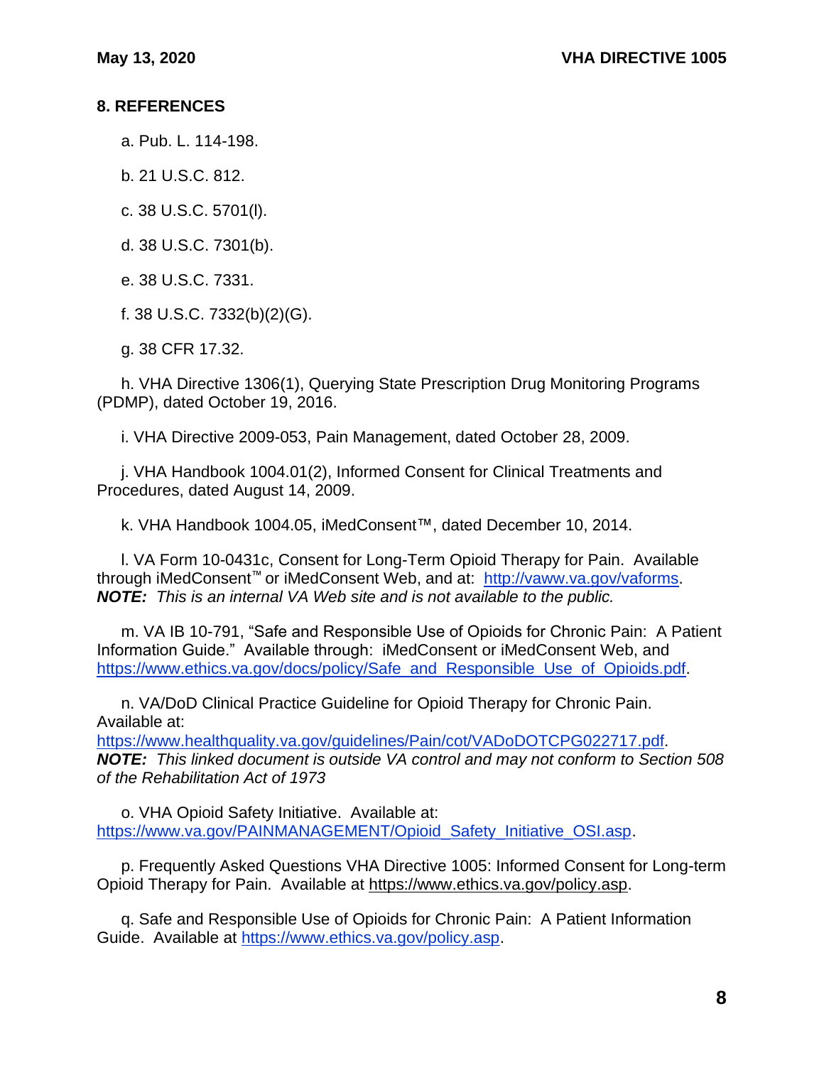## 8. REFERENCES

a. Pub. L. 114-198.

b. 21 U.S.C. 812.

c. 38 U.S.C. 5701(l).

d. 38 U.S.C. 7301(b).

e. 38 U.S.C. 7331.

f. 38 U.S.C. 7332(b)(2)(G).

g. 38 CFR 17.32.

h. VHA Directive 1306(1), Querying State Prescription Drug Monitoring Programs (PDMP), dated October 19, 2016.

i. VHA Directive 2009-053, Pain Management, dated October 28, 2009.

j. VHA Handbook 1004.01(2), Informed Consent for Clinical Treatments and Procedures, dated August 14, 2009.

k. VHA Handbook 1004.05, iMedConsent™, dated December 10, 2014.

l. VA Form 10-0431c, Consent for Long-Term Opioid Therapy for Pain. Available through iMedConsent™ or iMedConsent Web, and at: http://vaww.va.gov/vaforms. ***NOTE:*** *This is an internal VA Web site and is not available to the public.*

m. VA IB 10-791, "Safe and Responsible Use of Opioids for Chronic Pain: A Patient Information Guide." Available through: iMedConsent or iMedConsent Web, and https://www.ethics.va.gov/docs/policy/Safe_and_Responsible_Use_of_Opioids.pdf.

n. VA/DoD Clinical Practice Guideline for Opioid Therapy for Chronic Pain. Available at: https://www.healthquality.va.gov/guidelines/Pain/cot/VADoDOTCPG022717.pdf. ***NOTE:*** *This linked document is outside VA control and may not conform to Section 508 of the Rehabilitation Act of 1973*

o. VHA Opioid Safety Initiative. Available at: https://www.va.gov/PAINMANAGEMENT/Opioid_Safety_Initiative_OSI.asp.

p. Frequently Asked Questions VHA Directive 1005: Informed Consent for Long-term Opioid Therapy for Pain. Available at https://www.ethics.va.gov/policy.asp.

q. Safe and Responsible Use of Opioids for Chronic Pain: A Patient Information Guide. Available at https://www.ethics.va.gov/policy.asp.